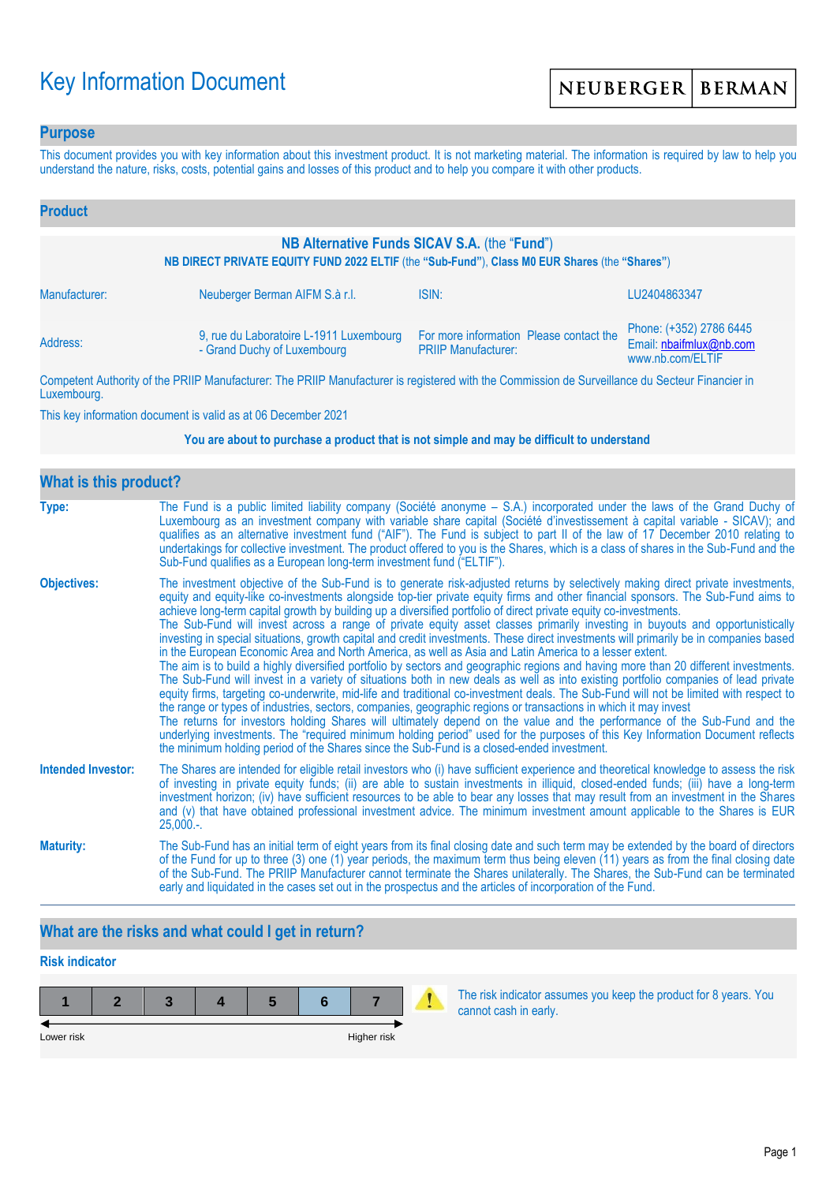# Key Information Document

NEUBERGER | BERMAN

## Purpose

This document provides you with key information about this investment product. It is not marketing material. The information is required by law to help you understand the nature, risks, costs, potential gains and losses of this product and to help you compare it with other products.

## Product

**NB Alternative Funds SICAV S.A.** (the "**Fund**")

**NB DIRECT PRIVATE EQUITY FUND 2022 ELTIF** (the **"Sub-Fund"**), **Class M0 EUR Shares** (the **"Shares"**)

| | | | |
|---|---|---|---|
| Manufacturer: | Neuberger Berman AIFM S.à r.l. | ISIN: | LU2404863347 |
| Address: | 9, rue du Laboratoire L-1911 Luxembourg - Grand Duchy of Luxembourg | For more information Please contact the PRIIP Manufacturer: | Phone: (+352) 2786 6445 Email: nbaifmlux@nb.com www.nb.com/ELTIF |

Competent Authority of the PRIIP Manufacturer: The PRIIP Manufacturer is registered with the Commission de Surveillance du Secteur Financier in Luxembourg.

This key information document is valid as at 06 December 2021

**You are about to purchase a product that is not simple and may be difficult to understand**

## What is this product?

**Type:** The Fund is a public limited liability company (Société anonyme – S.A.) incorporated under the laws of the Grand Duchy of Luxembourg as an investment company with variable share capital (Société d'investissement à capital variable - SICAV); and qualifies as an alternative investment fund ("AIF"). The Fund is subject to part II of the law of 17 December 2010 relating to undertakings for collective investment. The product offered to you is the Shares, which is a class of shares in the Sub-Fund and the Sub-Fund qualifies as a European long-term investment fund ("ELTIF").

**Objectives:** The investment objective of the Sub-Fund is to generate risk-adjusted returns by selectively making direct private investments, equity and equity-like co-investments alongside top-tier private equity firms and other financial sponsors. The Sub-Fund aims to achieve long-term capital growth by building up a diversified portfolio of direct private equity co-investments.

The Sub-Fund will invest across a range of private equity asset classes primarily investing in buyouts and opportunistically investing in special situations, growth capital and credit investments. These direct investments will primarily be in companies based in the European Economic Area and North America, as well as Asia and Latin America to a lesser extent.

The aim is to build a highly diversified portfolio by sectors and geographic regions and having more than 20 different investments. The Sub-Fund will invest in a variety of situations both in new deals as well as into existing portfolio companies of lead private equity firms, targeting co-underwrite, mid-life and traditional co-investment deals. The Sub-Fund will not be limited with respect to the range or types of industries, sectors, companies, geographic regions or transactions in which it may invest

The returns for investors holding Shares will ultimately depend on the value and the performance of the Sub-Fund and the underlying investments. The "required minimum holding period" used for the purposes of this Key Information Document reflects the minimum holding period of the Shares since the Sub-Fund is a closed-ended investment.

**Intended Investor:** The Shares are intended for eligible retail investors who (i) have sufficient experience and theoretical knowledge to assess the risk of investing in private equity funds; (ii) are able to sustain investments in illiquid, closed-ended funds; (iii) have a long-term investment horizon; (iv) have sufficient resources to be able to bear any losses that may result from an investment in the Shares and (v) that have obtained professional investment advice. The minimum investment amount applicable to the Shares is EUR 25,000.-.

**Maturity:** The Sub-Fund has an initial term of eight years from its final closing date and such term may be extended by the board of directors of the Fund for up to three (3) one (1) year periods, the maximum term thus being eleven (11) years as from the final closing date of the Sub-Fund. The PRIIP Manufacturer cannot terminate the Shares unilaterally. The Shares, the Sub-Fund can be terminated early and liquidated in the cases set out in the prospectus and the articles of incorporation of the Fund.

## What are the risks and what could I get in return?

### Risk indicator

| 1 | 2 | 3 | 4 | 5 | **6** | 7 |
|---|---|---|---|---|---|---|

Lower risk → Higher risk

The risk indicator assumes you keep the product for 8 years. You cannot cash in early.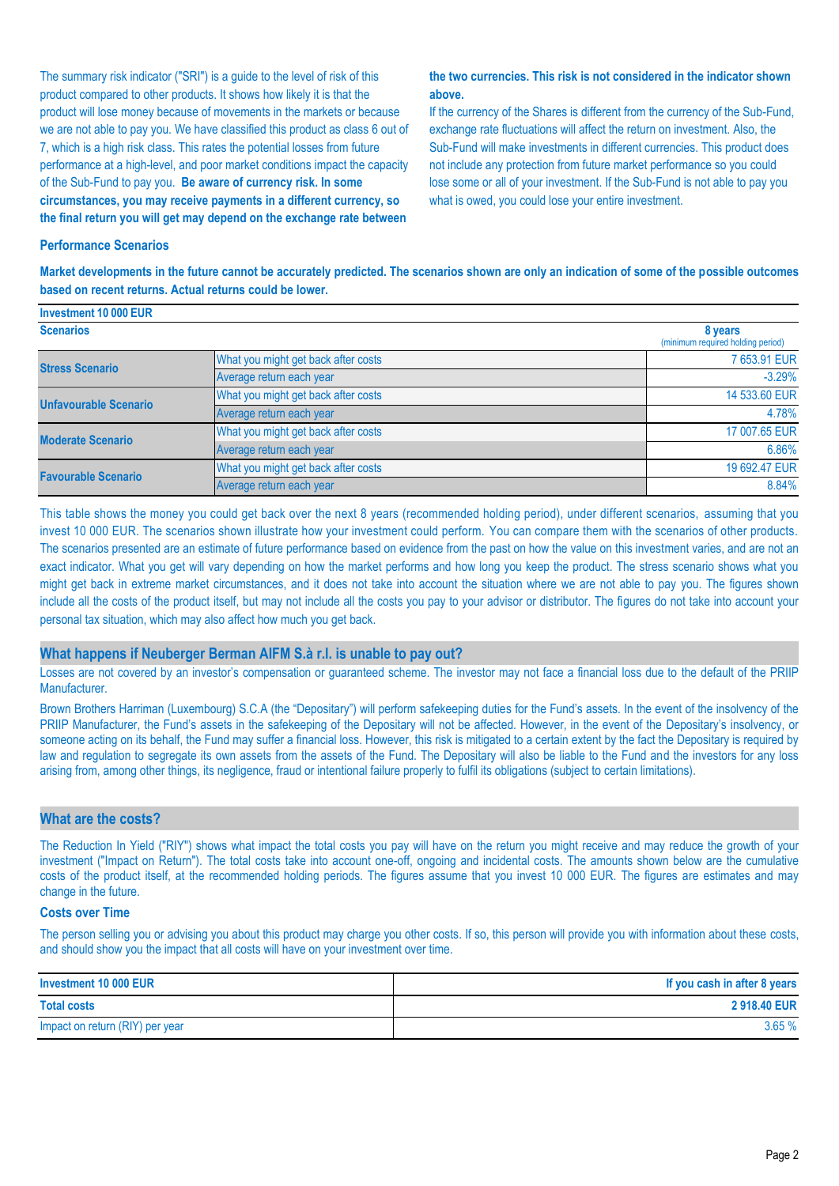The summary risk indicator ("SRI") is a guide to the level of risk of this product compared to other products. It shows how likely it is that the product will lose money because of movements in the markets or because we are not able to pay you. We have classified this product as class 6 out of 7, which is a high risk class. This rates the potential losses from future performance at a high-level, and poor market conditions impact the capacity of the Sub-Fund to pay you. **Be aware of currency risk. In some circumstances, you may receive payments in a different currency, so the final return you will get may depend on the exchange rate between the two currencies. This risk is not considered in the indicator shown above.**

If the currency of the Shares is different from the currency of the Sub-Fund, exchange rate fluctuations will affect the return on investment. Also, the Sub-Fund will make investments in different currencies. This product does not include any protection from future market performance so you could lose some or all of your investment. If the Sub-Fund is not able to pay you what is owed, you could lose your entire investment.

### Performance Scenarios

**Market developments in the future cannot be accurately predicted. The scenarios shown are only an indication of some of the possible outcomes based on recent returns. Actual returns could be lower.**

| **Investment 10 000 EUR** | | |
|---|---|---|
| **Scenarios** | | **8 years** (minimum required holding period) |
| **Stress Scenario** | What you might get back after costs | 7 653.91 EUR |
| | Average return each year | -3.29% |
| **Unfavourable Scenario** | What you might get back after costs | 14 533.60 EUR |
| | Average return each year | 4.78% |
| **Moderate Scenario** | What you might get back after costs | 17 007.65 EUR |
| | Average return each year | 6.86% |
| **Favourable Scenario** | What you might get back after costs | 19 692.47 EUR |
| | Average return each year | 8.84% |

This table shows the money you could get back over the next 8 years (recommended holding period), under different scenarios, assuming that you invest 10 000 EUR. The scenarios shown illustrate how your investment could perform. You can compare them with the scenarios of other products. The scenarios presented are an estimate of future performance based on evidence from the past on how the value on this investment varies, and are not an exact indicator. What you get will vary depending on how the market performs and how long you keep the product. The stress scenario shows what you might get back in extreme market circumstances, and it does not take into account the situation where we are not able to pay you. The figures shown include all the costs of the product itself, but may not include all the costs you pay to your advisor or distributor. The figures do not take into account your personal tax situation, which may also affect how much you get back.

## What happens if Neuberger Berman AIFM S.à r.l. is unable to pay out?

Losses are not covered by an investor's compensation or guaranteed scheme. The investor may not face a financial loss due to the default of the PRIIP Manufacturer.

Brown Brothers Harriman (Luxembourg) S.C.A (the "Depositary") will perform safekeeping duties for the Fund's assets. In the event of the insolvency of the PRIIP Manufacturer, the Fund's assets in the safekeeping of the Depositary will not be affected. However, in the event of the Depositary's insolvency, or someone acting on its behalf, the Fund may suffer a financial loss. However, this risk is mitigated to a certain extent by the fact the Depositary is required by law and regulation to segregate its own assets from the assets of the Fund. The Depositary will also be liable to the Fund and the investors for any loss arising from, among other things, its negligence, fraud or intentional failure properly to fulfil its obligations (subject to certain limitations).

## What are the costs?

The Reduction In Yield ("RIY") shows what impact the total costs you pay will have on the return you might receive and may reduce the growth of your investment ("Impact on Return"). The total costs take into account one-off, ongoing and incidental costs. The amounts shown below are the cumulative costs of the product itself, at the recommended holding periods. The figures assume that you invest 10 000 EUR. The figures are estimates and may change in the future.

### Costs over Time

The person selling you or advising you about this product may charge you other costs. If so, this person will provide you with information about these costs, and should show you the impact that all costs will have on your investment over time.

| **Investment 10 000 EUR** | **If you cash in after 8 years** |
|---|---|
| **Total costs** | **2 918.40 EUR** |
| Impact on return (RIY) per year | 3.65 % |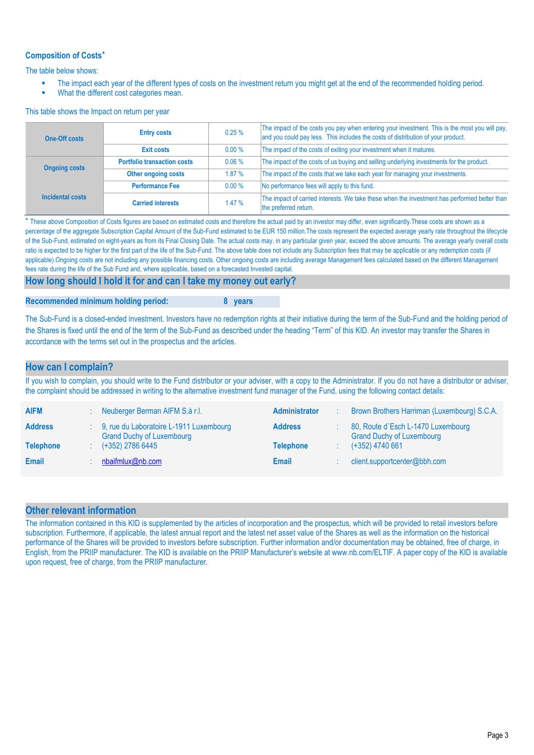### Composition of Costs*

The table below shows:

- The impact each year of the different types of costs on the investment return you might get at the end of the recommended holding period.
- What the different cost categories mean.

This table shows the Impact on return per year

| | | | |
|---|---|---|---|
| One-Off costs | Entry costs | 0.25 % | The impact of the costs you pay when entering your investment. This is the most you will pay, and you could pay less. This includes the costs of distribution of your product. |
| | Exit costs | 0.00 % | The impact of the costs of exiting your investment when it matures. |
| Ongoing costs | Portfolio transaction costs | 0.06 % | The impact of the costs of us buying and selling underlying investments for the product. |
| | Other ongoing costs | 1.87 % | The impact of the costs that we take each year for managing your investments. |
| Incidental costs | Performance Fee | 0.00 % | No performance fees will apply to this fund. |
| | Carried interests | 1.47 % | The impact of carried interests. We take these when the investment has performed better than the preferred return. |

* These above Composition of Costs figures are based on estimated costs and therefore the actual paid by an investor may differ, even significantly.These costs are shown as a percentage of the aggregate Subscription Capital Amount of the Sub-Fund estimated to be EUR 150 million.The costs represent the expected average yearly rate throughout the lifecycle of the Sub-Fund, estimated on eight-years as from its Final Closing Date. The actual costs may, in any particular given year, exceed the above amounts. The average yearly overall costs ratio is expected to be higher for the first part of the life of the Sub-Fund. The above table does not include any Subscription fees that may be applicable or any redemption costs (if applicable).Ongoing costs are not including any possible financing costs. Other ongoing costs are including average Management fees calculated based on the different Management fees rate during the life of the Sub Fund and, where applicable, based on a forecasted Invested capital.

## How long should I hold it for and can I take my money out early?

**Recommended minimum holding period: 8 years**

The Sub-Fund is a closed-ended investment. Investors have no redemption rights at their initiative during the term of the Sub-Fund and the holding period of the Shares is fixed until the end of the term of the Sub-Fund as described under the heading "Term" of this KID. An investor may transfer the Shares in accordance with the terms set out in the prospectus and the articles.

## How can I complain?

If you wish to complain, you should write to the Fund distributor or your adviser, with a copy to the Administrator. If you do not have a distributor or adviser, the complaint should be addressed in writing to the alternative investment fund manager of the Fund, using the following contact details:

**AIFM** : Neuberger Berman AIFM S.à r.l.
**Address** : 9, rue du Laboratoire L-1911 Luxembourg Grand Duchy of Luxembourg
**Telephone** : (+352) 2786 6445
**Email** : nbaifmlux@nb.com

**Administrator** : Brown Brothers Harriman (Luxembourg) S.C.A.
**Address** : 80, Route d`Esch L-1470 Luxembourg Grand Duchy of Luxembourg
**Telephone** : (+352) 4740 661
**Email** : client.supportcenter@bbh.com

## Other relevant information

The information contained in this KID is supplemented by the articles of incorporation and the prospectus, which will be provided to retail investors before subscription. Furthermore, if applicable, the latest annual report and the latest net asset value of the Shares as well as the information on the historical performance of the Shares will be provided to investors before subscription. Further information and/or documentation may be obtained, free of charge, in English, from the PRIIP manufacturer. The KID is available on the PRIIP Manufacturer's website at www.nb.com/ELTIF. A paper copy of the KID is available upon request, free of charge, from the PRIIP manufacturer.